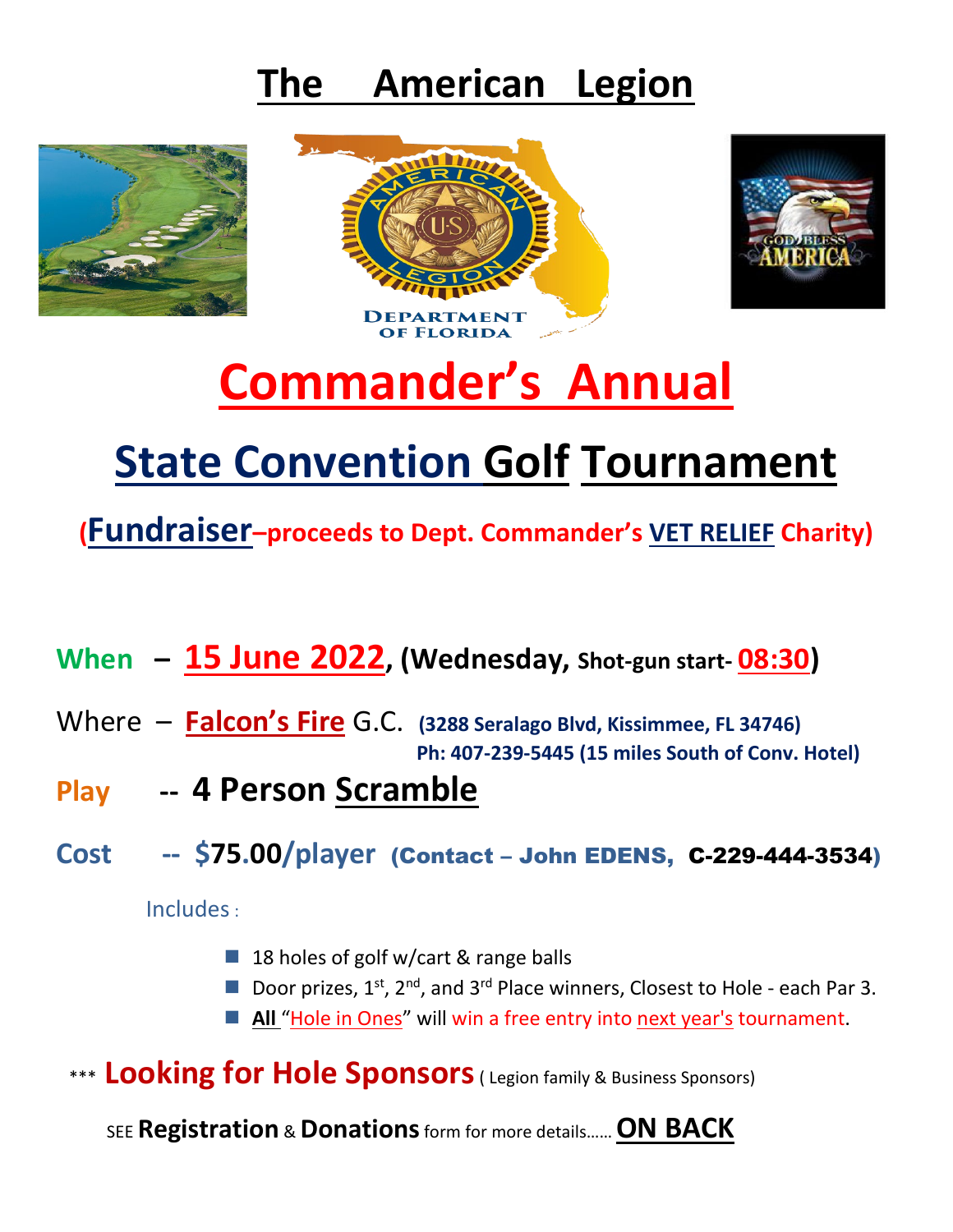# The American Legion

DEPARTMENT OF FLORIDA

# Commander's Annual

# State Convention Golf Tournament

**(Fundraiser–proceeds to Dept. Commander's VET RELIEF Charity)**

**When – 15 June 2022, (Wednesday, Shot-gun start- 08:30)**

Where – **Falcon's Fire** G.C. **(3288 Seralago Blvd, Kissimmee, FL 34746)**
**Ph: 407-239-5445 (15 miles South of Conv. Hotel)**

**Play -- 4 Person Scramble**

**Cost -- $75.00/player (Contact – John EDENS, C-229-444-3534)**

Includes :

- 18 holes of golf w/cart & range balls
- Door prizes, 1st, 2nd, and 3rd Place winners, Closest to Hole - each Par 3.
- **All** "Hole in Ones" will win a free entry into next year's tournament.

\*\*\* **Looking for Hole Sponsors** ( Legion family & Business Sponsors)

SEE **Registration** & **Donations** form for more details…… **ON BACK**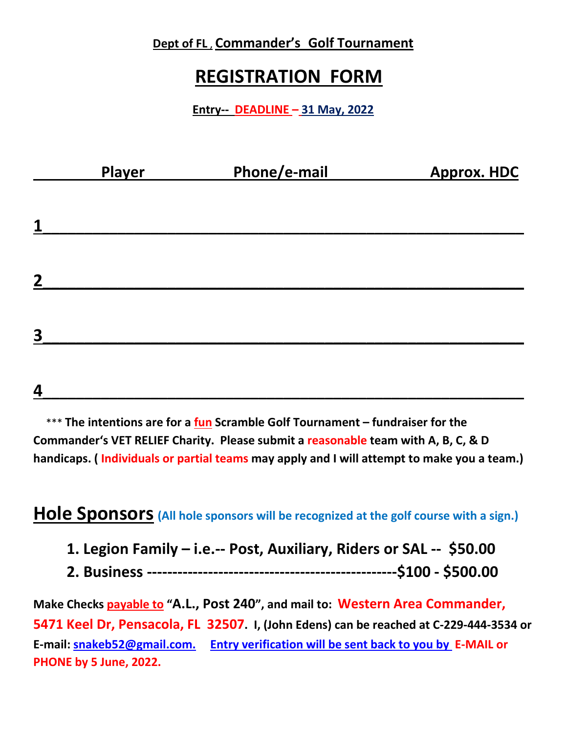**Dept of FL , Commander's Golf Tournament**

# REGISTRATION FORM

**Entry-- DEADLINE – 31 May, 2022**

| Player | Phone/e-mail | Approx. HDC |
|---|---|---|
| 1 | | |
| 2 | | |
| 3 | | |
| 4 | | |

\*\*\* **The intentions are for a fun Scramble Golf Tournament – fundraiser for the Commander's VET RELIEF Charity. Please submit a reasonable team with A, B, C, & D handicaps. ( Individuals or partial teams may apply and I will attempt to make you a team.)**

## Hole Sponsors (All hole sponsors will be recognized at the golf course with a sign.)

1. **Legion Family – i.e.-- Post, Auxiliary, Riders or SAL -- $50.00**
2. **Business ------------------------------------------------$100 - $500.00**

**Make Checks payable to "A.L., Post 240", and mail to: Western Area Commander, 5471 Keel Dr, Pensacola, FL 32507. I, (John Edens) can be reached at C-229-444-3534 or E-mail: snakeb52@gmail.com. Entry verification will be sent back to you by E-MAIL or PHONE by 5 June, 2022.**